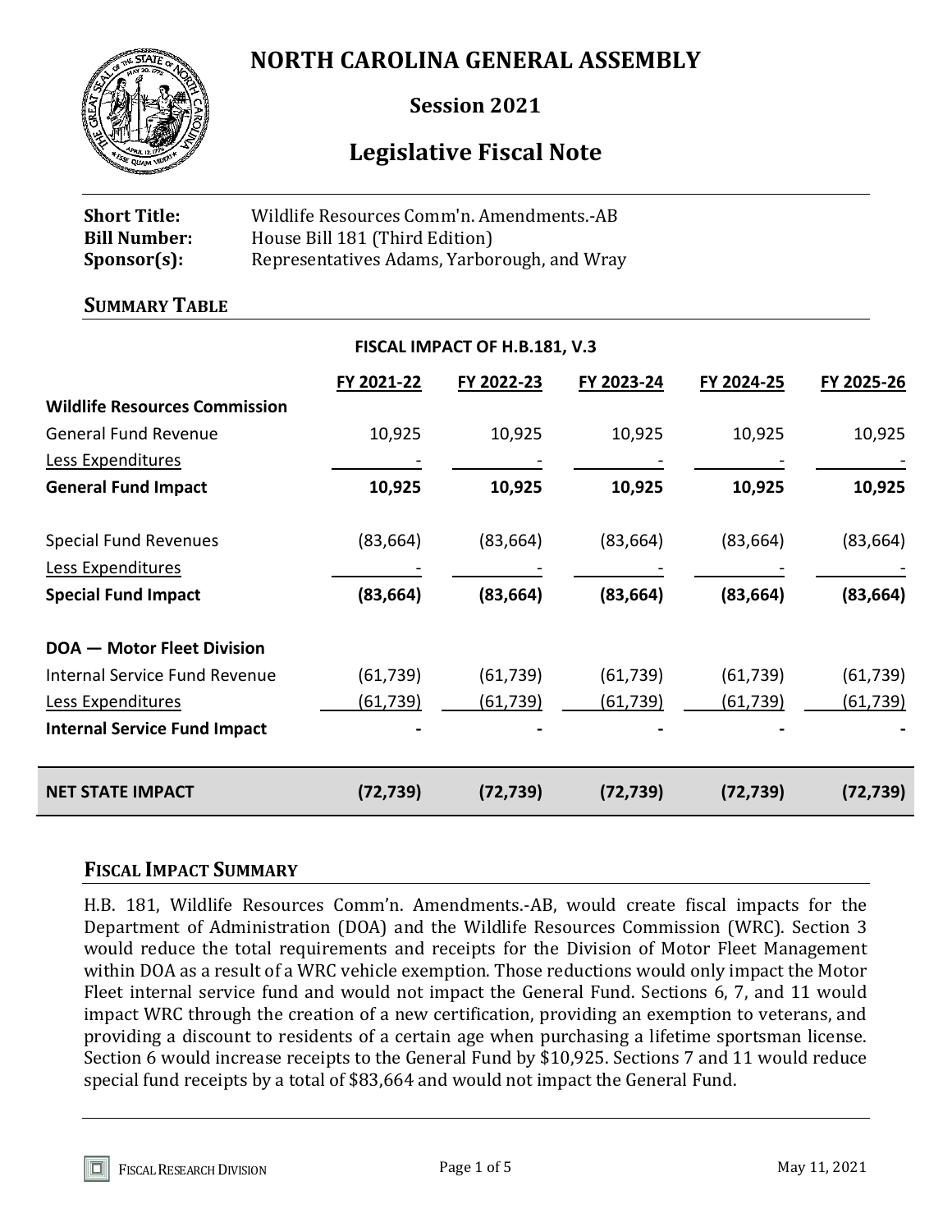# NORTH CAROLINA GENERAL ASSEMBLY

## Session 2021

## Legislative Fiscal Note

**Short Title:** Wildlife Resources Comm'n. Amendments.-AB
**Bill Number:** House Bill 181 (Third Edition)
**Sponsor(s):** Representatives Adams, Yarborough, and Wray

### SUMMARY TABLE

**FISCAL IMPACT OF H.B.181, V.3**

| | FY 2021-22 | FY 2022-23 | FY 2023-24 | FY 2024-25 | FY 2025-26 |
|---|---|---|---|---|---|
| **Wildlife Resources Commission** | | | | | |
| General Fund Revenue | 10,925 | 10,925 | 10,925 | 10,925 | 10,925 |
| Less Expenditures | - | - | - | - | - |
| **General Fund Impact** | **10,925** | **10,925** | **10,925** | **10,925** | **10,925** |
| | | | | | |
| Special Fund Revenues | (83,664) | (83,664) | (83,664) | (83,664) | (83,664) |
| Less Expenditures | - | - | - | - | - |
| **Special Fund Impact** | **(83,664)** | **(83,664)** | **(83,664)** | **(83,664)** | **(83,664)** |
| | | | | | |
| **DOA — Motor Fleet Division** | | | | | |
| Internal Service Fund Revenue | (61,739) | (61,739) | (61,739) | (61,739) | (61,739) |
| Less Expenditures | (61,739) | (61,739) | (61,739) | (61,739) | (61,739) |
| **Internal Service Fund Impact** | **-** | **-** | **-** | **-** | **-** |
| | | | | | |
| **NET STATE IMPACT** | **(72,739)** | **(72,739)** | **(72,739)** | **(72,739)** | **(72,739)** |

### FISCAL IMPACT SUMMARY

H.B. 181, Wildlife Resources Comm'n. Amendments.-AB, would create fiscal impacts for the Department of Administration (DOA) and the Wildlife Resources Commission (WRC). Section 3 would reduce the total requirements and receipts for the Division of Motor Fleet Management within DOA as a result of a WRC vehicle exemption. Those reductions would only impact the Motor Fleet internal service fund and would not impact the General Fund. Sections 6, 7, and 11 would impact WRC through the creation of a new certification, providing an exemption to veterans, and providing a discount to residents of a certain age when purchasing a lifetime sportsman license. Section 6 would increase receipts to the General Fund by $10,925. Sections 7 and 11 would reduce special fund receipts by a total of $83,664 and would not impact the General Fund.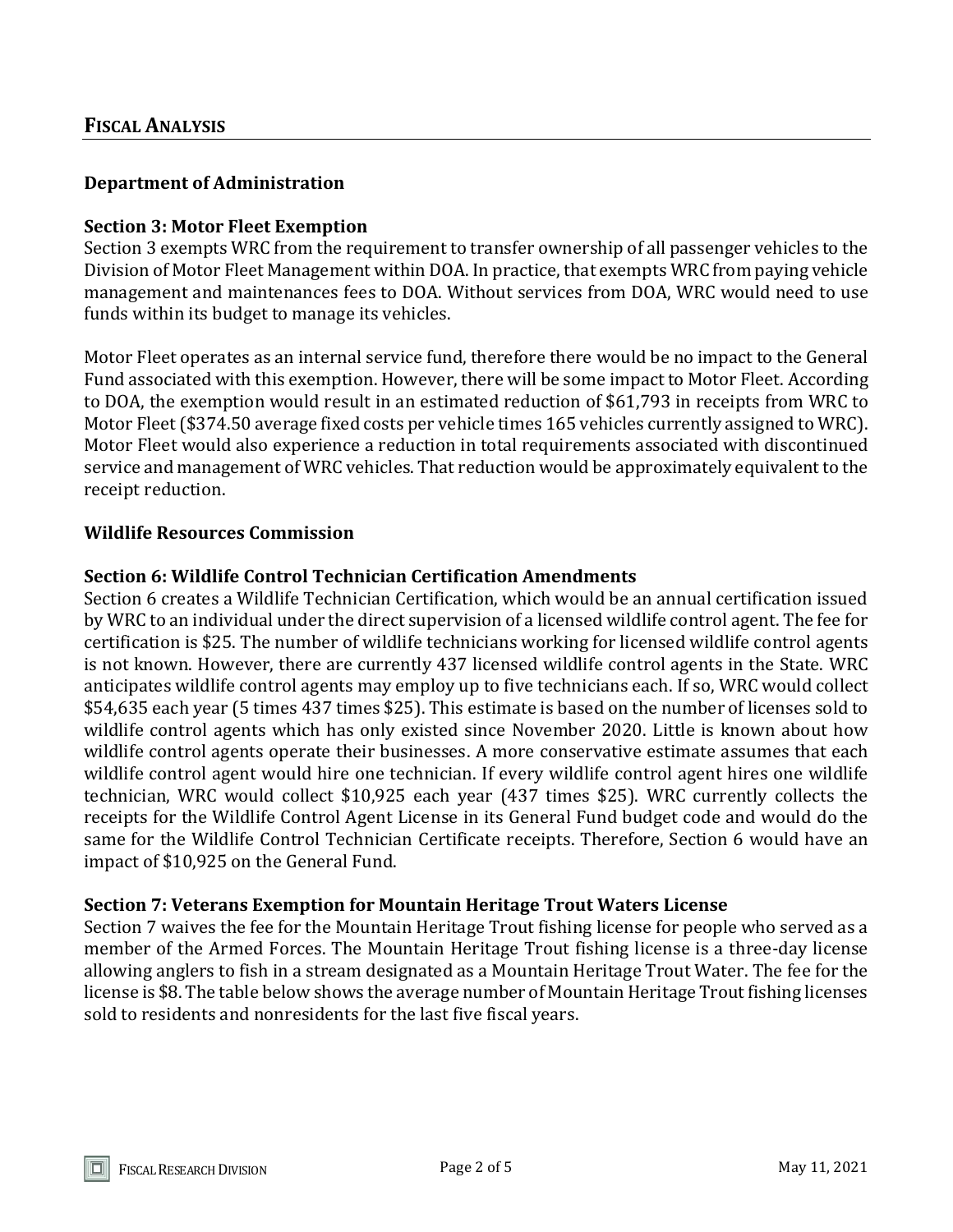## Fiscal Analysis

### Department of Administration

**Section 3: Motor Fleet Exemption**

Section 3 exempts WRC from the requirement to transfer ownership of all passenger vehicles to the Division of Motor Fleet Management within DOA. In practice, that exempts WRC from paying vehicle management and maintenances fees to DOA. Without services from DOA, WRC would need to use funds within its budget to manage its vehicles.

Motor Fleet operates as an internal service fund, therefore there would be no impact to the General Fund associated with this exemption. However, there will be some impact to Motor Fleet. According to DOA, the exemption would result in an estimated reduction of $61,793 in receipts from WRC to Motor Fleet ($374.50 average fixed costs per vehicle times 165 vehicles currently assigned to WRC). Motor Fleet would also experience a reduction in total requirements associated with discontinued service and management of WRC vehicles. That reduction would be approximately equivalent to the receipt reduction.

### Wildlife Resources Commission

**Section 6: Wildlife Control Technician Certification Amendments**

Section 6 creates a Wildlife Technician Certification, which would be an annual certification issued by WRC to an individual under the direct supervision of a licensed wildlife control agent. The fee for certification is $25. The number of wildlife technicians working for licensed wildlife control agents is not known. However, there are currently 437 licensed wildlife control agents in the State. WRC anticipates wildlife control agents may employ up to five technicians each. If so, WRC would collect $54,635 each year (5 times 437 times $25). This estimate is based on the number of licenses sold to wildlife control agents which has only existed since November 2020. Little is known about how wildlife control agents operate their businesses. A more conservative estimate assumes that each wildlife control agent would hire one technician. If every wildlife control agent hires one wildlife technician, WRC would collect $10,925 each year (437 times $25). WRC currently collects the receipts for the Wildlife Control Agent License in its General Fund budget code and would do the same for the Wildlife Control Technician Certificate receipts. Therefore, Section 6 would have an impact of $10,925 on the General Fund.

**Section 7: Veterans Exemption for Mountain Heritage Trout Waters License**

Section 7 waives the fee for the Mountain Heritage Trout fishing license for people who served as a member of the Armed Forces. The Mountain Heritage Trout fishing license is a three-day license allowing anglers to fish in a stream designated as a Mountain Heritage Trout Water. The fee for the license is $8. The table below shows the average number of Mountain Heritage Trout fishing licenses sold to residents and nonresidents for the last five fiscal years.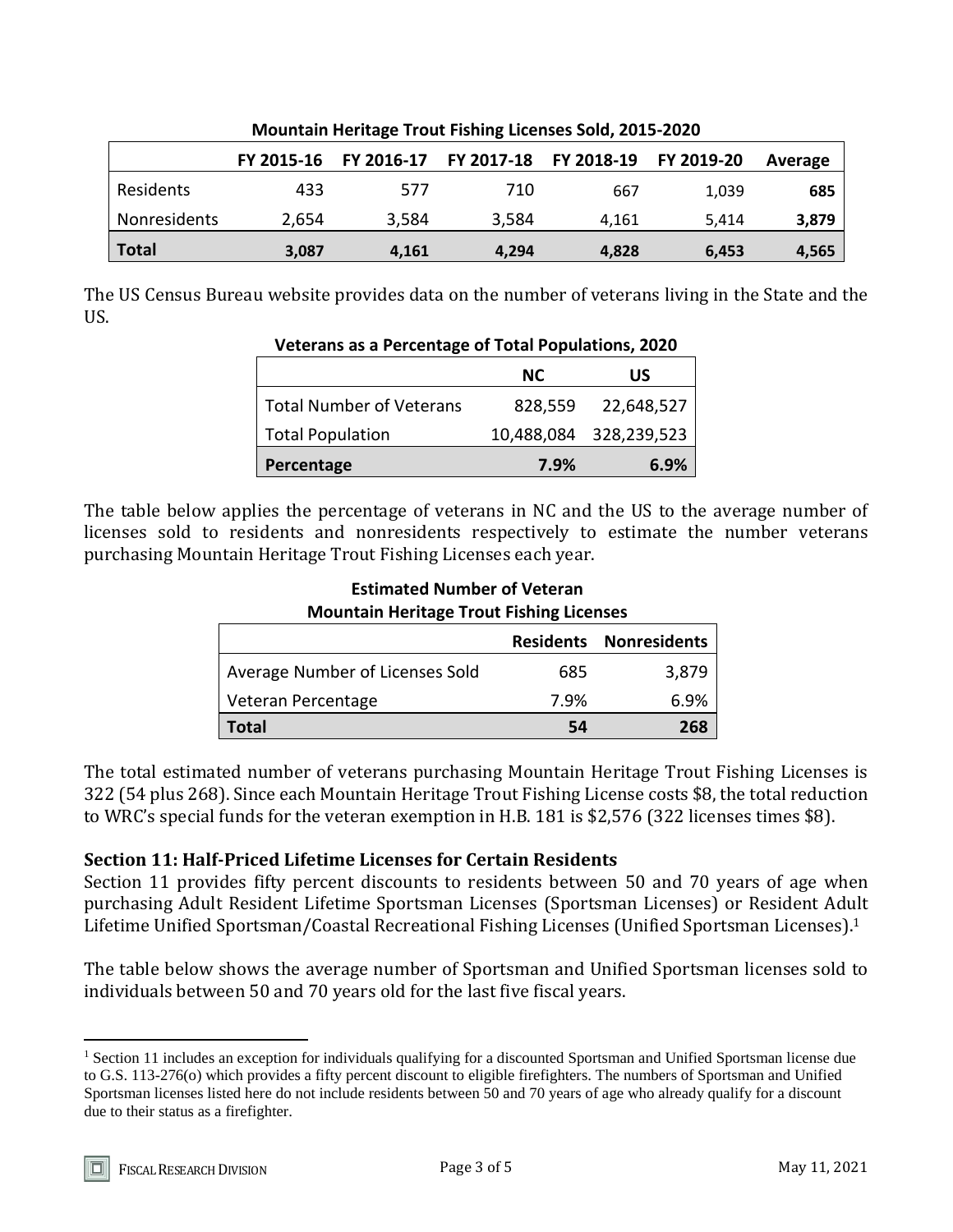**Mountain Heritage Trout Fishing Licenses Sold, 2015-2020**

| | FY 2015-16 | FY 2016-17 | FY 2017-18 | FY 2018-19 | FY 2019-20 | Average |
|---|---|---|---|---|---|---|
| Residents | 433 | 577 | 710 | 667 | 1,039 | **685** |
| Nonresidents | 2,654 | 3,584 | 3,584 | 4,161 | 5,414 | **3,879** |
| **Total** | **3,087** | **4,161** | **4,294** | **4,828** | **6,453** | **4,565** |

The US Census Bureau website provides data on the number of veterans living in the State and the US.

**Veterans as a Percentage of Total Populations, 2020**

| | NC | US |
|---|---|---|
| Total Number of Veterans | 828,559 | 22,648,527 |
| Total Population | 10,488,084 | 328,239,523 |
| **Percentage** | **7.9%** | **6.9%** |

The table below applies the percentage of veterans in NC and the US to the average number of licenses sold to residents and nonresidents respectively to estimate the number veterans purchasing Mountain Heritage Trout Fishing Licenses each year.

**Estimated Number of Veteran Mountain Heritage Trout Fishing Licenses**

| | Residents | Nonresidents |
|---|---|---|
| Average Number of Licenses Sold | 685 | 3,879 |
| Veteran Percentage | 7.9% | 6.9% |
| **Total** | **54** | **268** |

The total estimated number of veterans purchasing Mountain Heritage Trout Fishing Licenses is 322 (54 plus 268). Since each Mountain Heritage Trout Fishing License costs $8, the total reduction to WRC's special funds for the veteran exemption in H.B. 181 is $2,576 (322 licenses times $8).

**Section 11: Half-Priced Lifetime Licenses for Certain Residents**

Section 11 provides fifty percent discounts to residents between 50 and 70 years of age when purchasing Adult Resident Lifetime Sportsman Licenses (Sportsman Licenses) or Resident Adult Lifetime Unified Sportsman/Coastal Recreational Fishing Licenses (Unified Sportsman Licenses).[1]

The table below shows the average number of Sportsman and Unified Sportsman licenses sold to individuals between 50 and 70 years old for the last five fiscal years.

[1] Section 11 includes an exception for individuals qualifying for a discounted Sportsman and Unified Sportsman license due to G.S. 113-276(o) which provides a fifty percent discount to eligible firefighters. The numbers of Sportsman and Unified Sportsman licenses listed here do not include residents between 50 and 70 years of age who already qualify for a discount due to their status as a firefighter.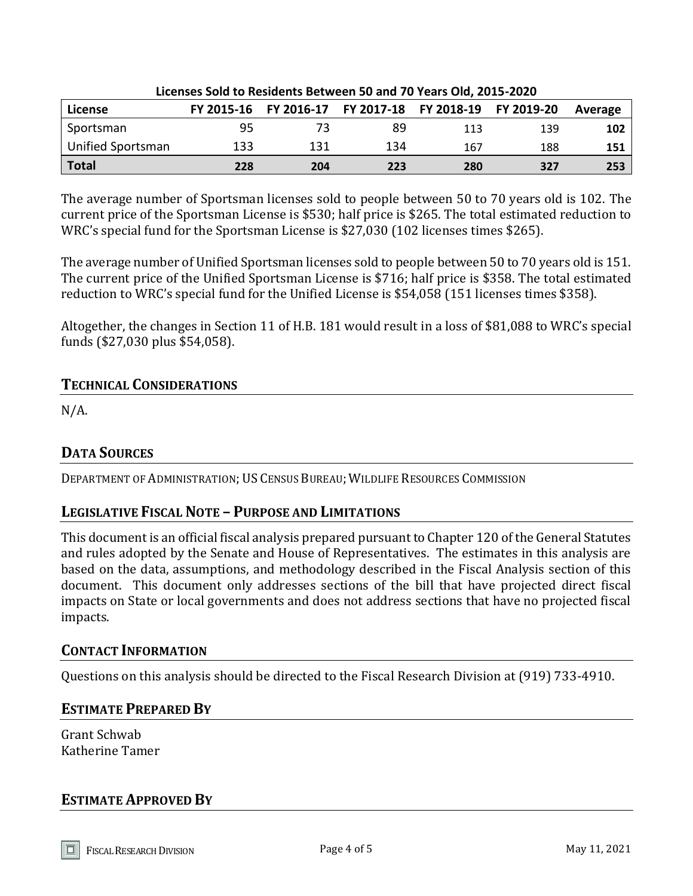**Licenses Sold to Residents Between 50 and 70 Years Old, 2015-2020**

| License | FY 2015-16 | FY 2016-17 | FY 2017-18 | FY 2018-19 | FY 2019-20 | Average |
|---|---|---|---|---|---|---|
| Sportsman | 95 | 73 | 89 | 113 | 139 | **102** |
| Unified Sportsman | 133 | 131 | 134 | 167 | 188 | **151** |
| **Total** | **228** | **204** | **223** | **280** | **327** | **253** |

The average number of Sportsman licenses sold to people between 50 to 70 years old is 102. The current price of the Sportsman License is $530; half price is $265. The total estimated reduction to WRC's special fund for the Sportsman License is $27,030 (102 licenses times $265).

The average number of Unified Sportsman licenses sold to people between 50 to 70 years old is 151. The current price of the Unified Sportsman License is $716; half price is $358. The total estimated reduction to WRC's special fund for the Unified License is $54,058 (151 licenses times $358).

Altogether, the changes in Section 11 of H.B. 181 would result in a loss of $81,088 to WRC's special funds ($27,030 plus $54,058).

## Technical Considerations

N/A.

## Data Sources

Department of Administration; US Census Bureau; Wildlife Resources Commission

## Legislative Fiscal Note – Purpose and Limitations

This document is an official fiscal analysis prepared pursuant to Chapter 120 of the General Statutes and rules adopted by the Senate and House of Representatives. The estimates in this analysis are based on the data, assumptions, and methodology described in the Fiscal Analysis section of this document. This document only addresses sections of the bill that have projected direct fiscal impacts on State or local governments and does not address sections that have no projected fiscal impacts.

## Contact Information

Questions on this analysis should be directed to the Fiscal Research Division at (919) 733-4910.

## Estimate Prepared By

Grant Schwab
Katherine Tamer

## Estimate Approved By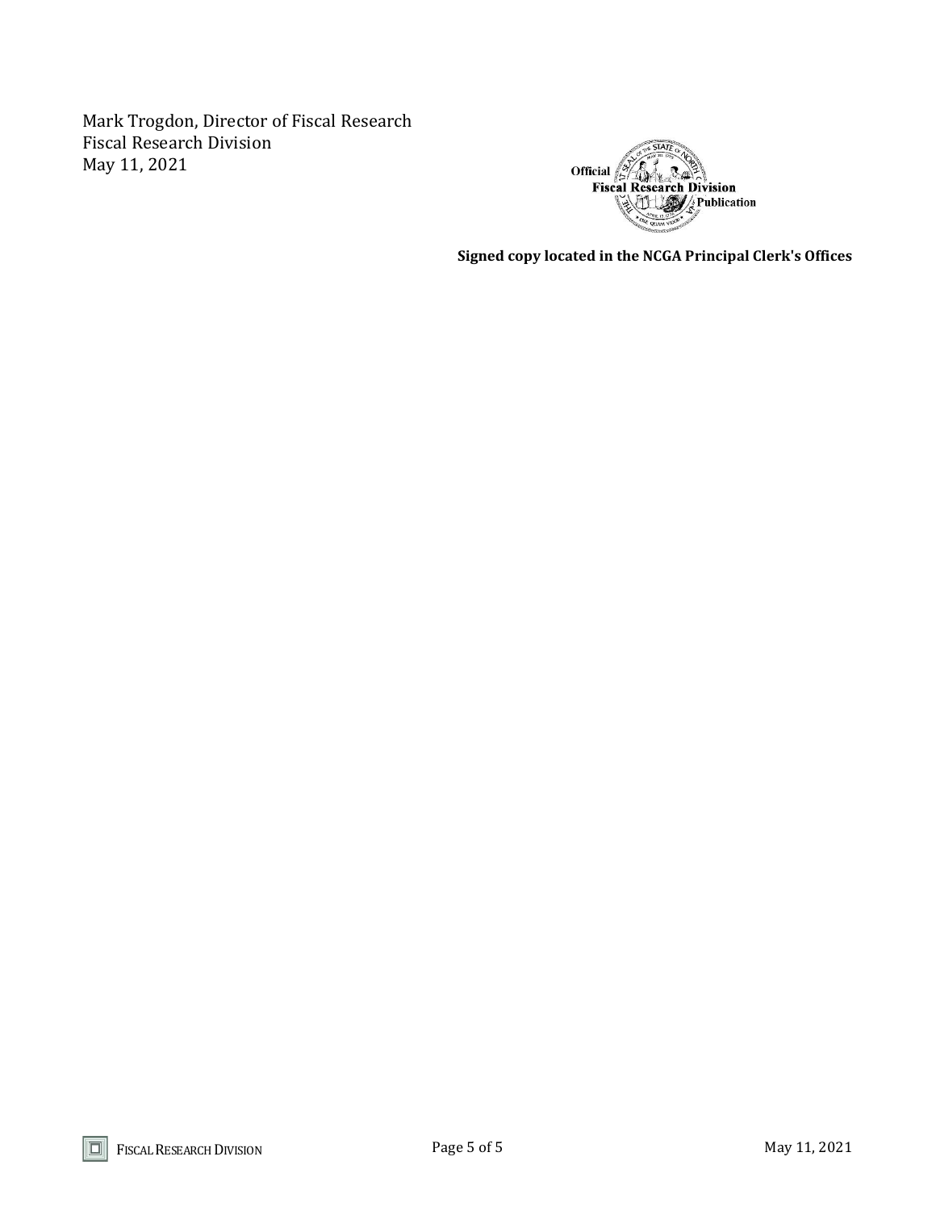Mark Trogdon, Director of Fiscal Research
Fiscal Research Division
May 11, 2021

Official
Fiscal Research Division
Publication

**Signed copy located in the NCGA Principal Clerk's Offices**